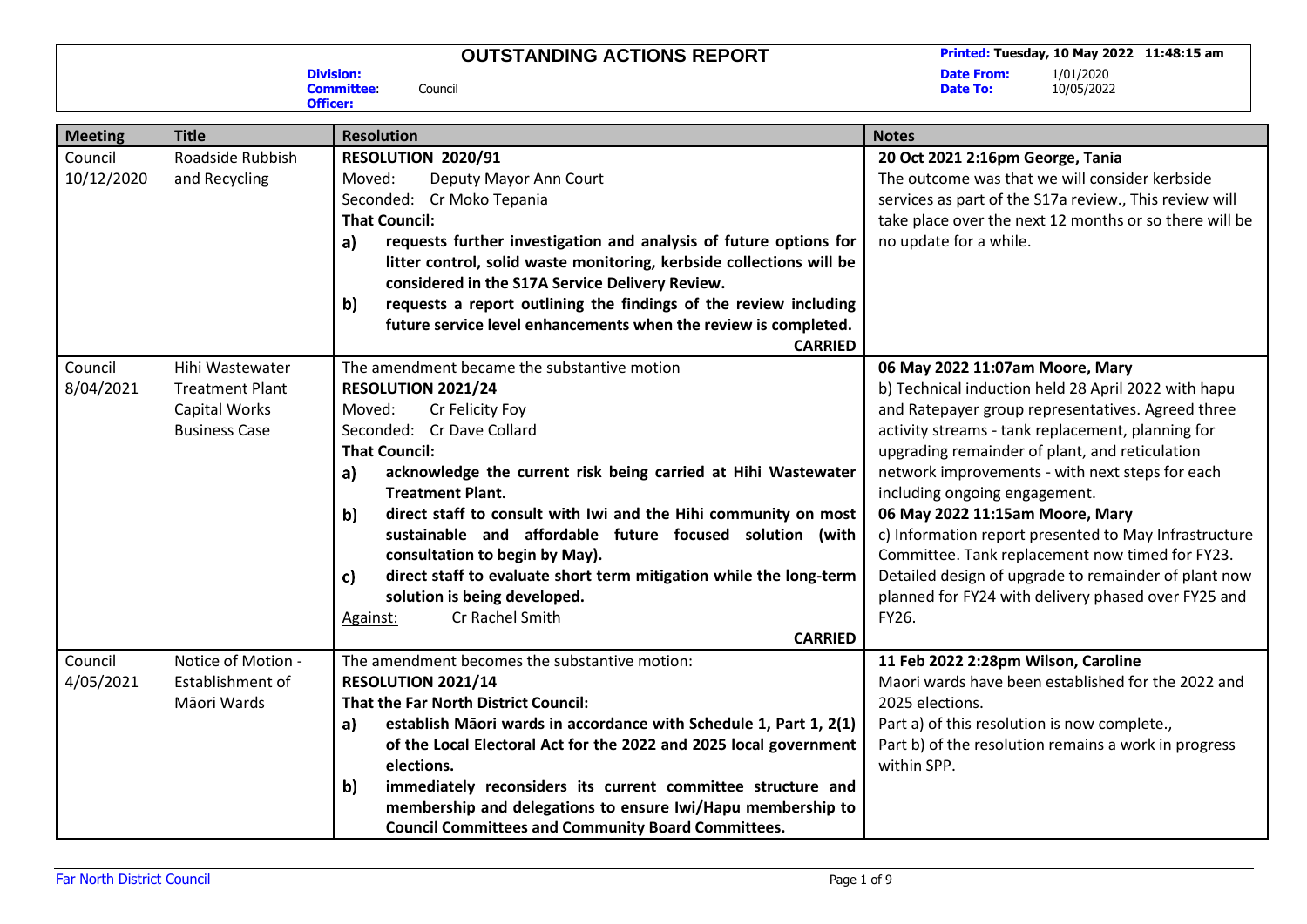# OUTSTANDING ACTIONS REPORT

**Printed:** Tuesday, 10 May 2022 11:48:15 am

**Division:**
**Committee:** Council
**Officer:**

**Date From:** 1/01/2020
**Date To:** 10/05/2022

| Meeting | Title | Resolution | Notes |
|---|---|---|---|
| Council 10/12/2020 | Roadside Rubbish and Recycling | **RESOLUTION 2020/91**<br>Moved: Deputy Mayor Ann Court<br>Seconded: Cr Moko Tepania<br>**That Council:**<br>**a) requests further investigation and analysis of future options for litter control, solid waste monitoring, kerbside collections will be considered in the S17A Service Delivery Review.**<br>**b) requests a report outlining the findings of the review including future service level enhancements when the review is completed.**<br>**CARRIED** | **20 Oct 2021 2:16pm George, Tania**<br>The outcome was that we will consider kerbside services as part of the S17a review., This review will take place over the next 12 months or so there will be no update for a while. |
| Council 8/04/2021 | Hihi Wastewater Treatment Plant Capital Works Business Case | The amendment became the substantive motion<br>**RESOLUTION 2021/24**<br>Moved: Cr Felicity Foy<br>Seconded: Cr Dave Collard<br>**That Council:**<br>**a) acknowledge the current risk being carried at Hihi Wastewater Treatment Plant.**<br>**b) direct staff to consult with Iwi and the Hihi community on most sustainable and affordable future focused solution (with consultation to begin by May).**<br>**c) direct staff to evaluate short term mitigation while the long-term solution is being developed.**<br>Against: Cr Rachel Smith<br>**CARRIED** | **06 May 2022 11:07am Moore, Mary**<br>b) Technical induction held 28 April 2022 with hapu and Ratepayer group representatives. Agreed three activity streams - tank replacement, planning for upgrading remainder of plant, and reticulation network improvements - with next steps for each including ongoing engagement.<br>**06 May 2022 11:15am Moore, Mary**<br>c) Information report presented to May Infrastructure Committee. Tank replacement now timed for FY23. Detailed design of upgrade to remainder of plant now planned for FY24 with delivery phased over FY25 and FY26. |
| Council 4/05/2021 | Notice of Motion - Establishment of Māori Wards | The amendment becomes the substantive motion:<br>**RESOLUTION 2021/14**<br>**That the Far North District Council:**<br>**a) establish Māori wards in accordance with Schedule 1, Part 1, 2(1) of the Local Electoral Act for the 2022 and 2025 local government elections.**<br>**b) immediately reconsiders its current committee structure and membership and delegations to ensure Iwi/Hapu membership to Council Committees and Community Board Committees.** | **11 Feb 2022 2:28pm Wilson, Caroline**<br>Maori wards have been established for the 2022 and 2025 elections.<br>Part a) of this resolution is now complete.,<br>Part b) of the resolution remains a work in progress within SPP. |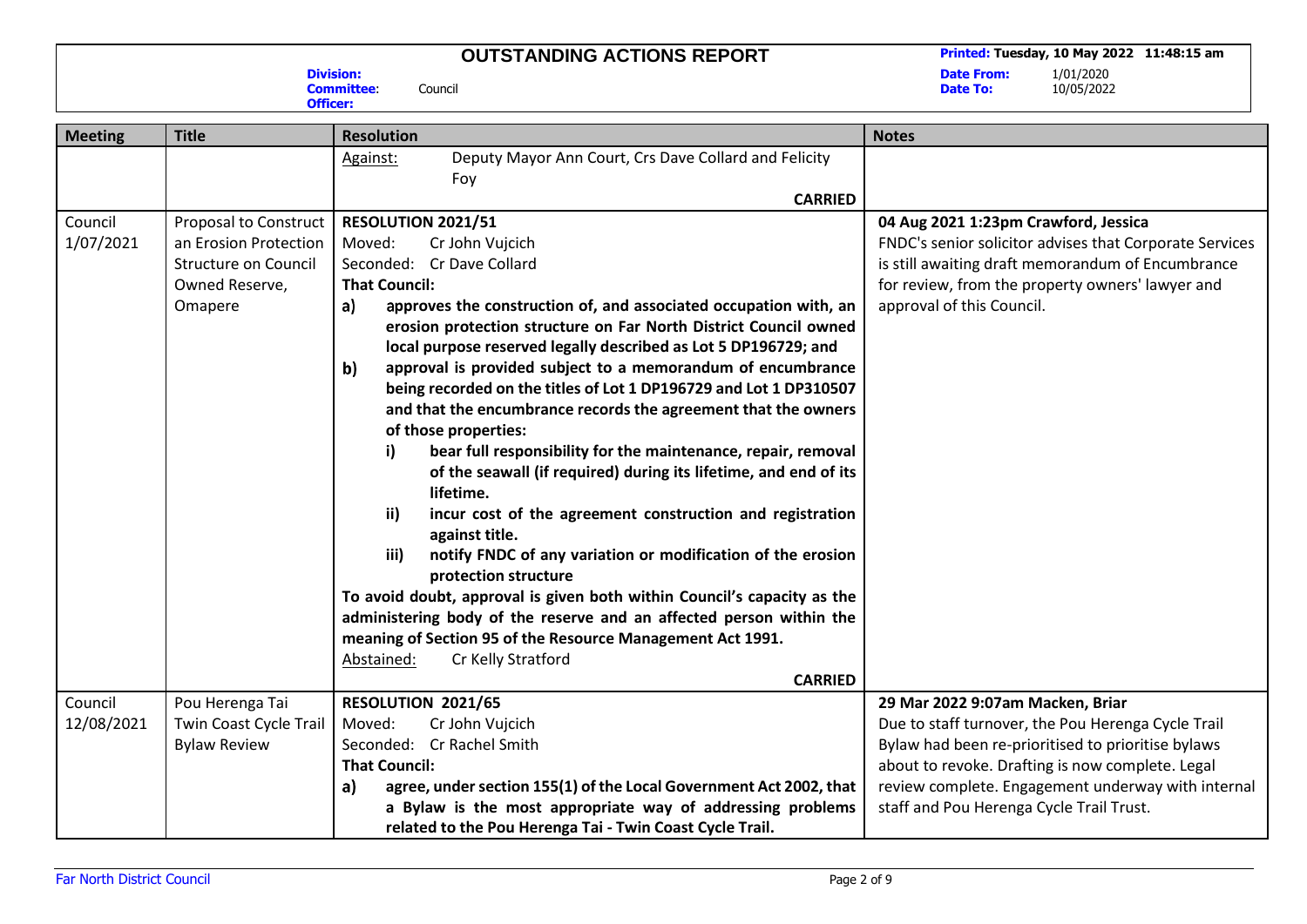# OUTSTANDING ACTIONS REPORT

**Printed:** Tuesday, 10 May 2022 11:48:15 am

**Division:**
**Committee:** Council
**Officer:**

**Date From:** 1/01/2020
**Date To:** 10/05/2022

| Meeting | Title | Resolution | Notes |
|---|---|---|---|
| | | Against: Deputy Mayor Ann Court, Crs Dave Collard and Felicity Foy<br>**CARRIED** | |
| Council 1/07/2021 | Proposal to Construct an Erosion Protection Structure on Council Owned Reserve, Omapere | **RESOLUTION 2021/51**<br>Moved: Cr John Vujcich<br>Seconded: Cr Dave Collard<br>**That Council:**<br>**a) approves the construction of, and associated occupation with, an erosion protection structure on Far North District Council owned local purpose reserved legally described as Lot 5 DP196729; and**<br>**b) approval is provided subject to a memorandum of encumbrance being recorded on the titles of Lot 1 DP196729 and Lot 1 DP310507 and that the encumbrance records the agreement that the owners of those properties:**<br>**i) bear full responsibility for the maintenance, repair, removal of the seawall (if required) during its lifetime, and end of its lifetime.**<br>**ii) incur cost of the agreement construction and registration against title.**<br>**iii) notify FNDC of any variation or modification of the erosion protection structure**<br>**To avoid doubt, approval is given both within Council's capacity as the administering body of the reserve and an affected person within the meaning of Section 95 of the Resource Management Act 1991.**<br>Abstained: Cr Kelly Stratford<br>**CARRIED** | **04 Aug 2021 1:23pm Crawford, Jessica**<br>FNDC's senior solicitor advises that Corporate Services is still awaiting draft memorandum of Encumbrance for review, from the property owners' lawyer and approval of this Council. |
| Council 12/08/2021 | Pou Herenga Tai Twin Coast Cycle Trail Bylaw Review | **RESOLUTION 2021/65**<br>Moved: Cr John Vujcich<br>Seconded: Cr Rachel Smith<br>**That Council:**<br>**a) agree, under section 155(1) of the Local Government Act 2002, that a Bylaw is the most appropriate way of addressing problems related to the Pou Herenga Tai - Twin Coast Cycle Trail.** | **29 Mar 2022 9:07am Macken, Briar**<br>Due to staff turnover, the Pou Herenga Cycle Trail Bylaw had been re-prioritised to prioritise bylaws about to revoke. Drafting is now complete. Legal review complete. Engagement underway with internal staff and Pou Herenga Cycle Trail Trust. |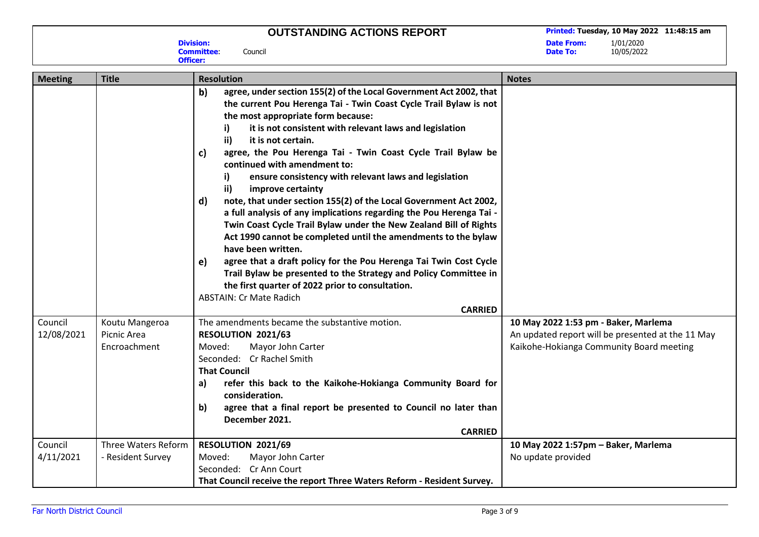# OUTSTANDING ACTIONS REPORT

**Division:**
**Committee:** Council
**Officer:**

**Printed: Tuesday, 10 May 2022 11:48:15 am**
**Date From:** 1/01/2020
**Date To:** 10/05/2022

| Meeting | Title | Resolution | Notes |
|---|---|---|---|
| | | **b) agree, under section 155(2) of the Local Government Act 2002, that the current Pou Herenga Tai - Twin Coast Cycle Trail Bylaw is not the most appropriate form because:** <br> **i) it is not consistent with relevant laws and legislation** <br> **ii) it is not certain.** <br> **c) agree, the Pou Herenga Tai - Twin Coast Cycle Trail Bylaw be continued with amendment to:** <br> **i) ensure consistency with relevant laws and legislation** <br> **ii) improve certainty** <br> **d) note, that under section 155(2) of the Local Government Act 2002, a full analysis of any implications regarding the Pou Herenga Tai - Twin Coast Cycle Trail Bylaw under the New Zealand Bill of Rights Act 1990 cannot be completed until the amendments to the bylaw have been written.** <br> **e) agree that a draft policy for the Pou Herenga Tai Twin Cost Cycle Trail Bylaw be presented to the Strategy and Policy Committee in the first quarter of 2022 prior to consultation.** <br> ABSTAIN: Cr Mate Radich <br> **CARRIED** | |
| Council 12/08/2021 | Koutu Mangeroa Picnic Area Encroachment | The amendments became the substantive motion. <br> **RESOLUTION 2021/63** <br> Moved: Mayor John Carter <br> Seconded: Cr Rachel Smith <br> **That Council** <br> **a) refer this back to the Kaikohe-Hokianga Community Board for consideration.** <br> **b) agree that a final report be presented to Council no later than December 2021.** <br> **CARRIED** | **10 May 2022 1:53 pm - Baker, Marlema** <br> An updated report will be presented at the 11 May Kaikohe-Hokianga Community Board meeting |
| Council 4/11/2021 | Three Waters Reform - Resident Survey | **RESOLUTION 2021/69** <br> Moved: Mayor John Carter <br> Seconded: Cr Ann Court <br> **That Council receive the report Three Waters Reform - Resident Survey.** | **10 May 2022 1:57pm – Baker, Marlema** <br> No update provided |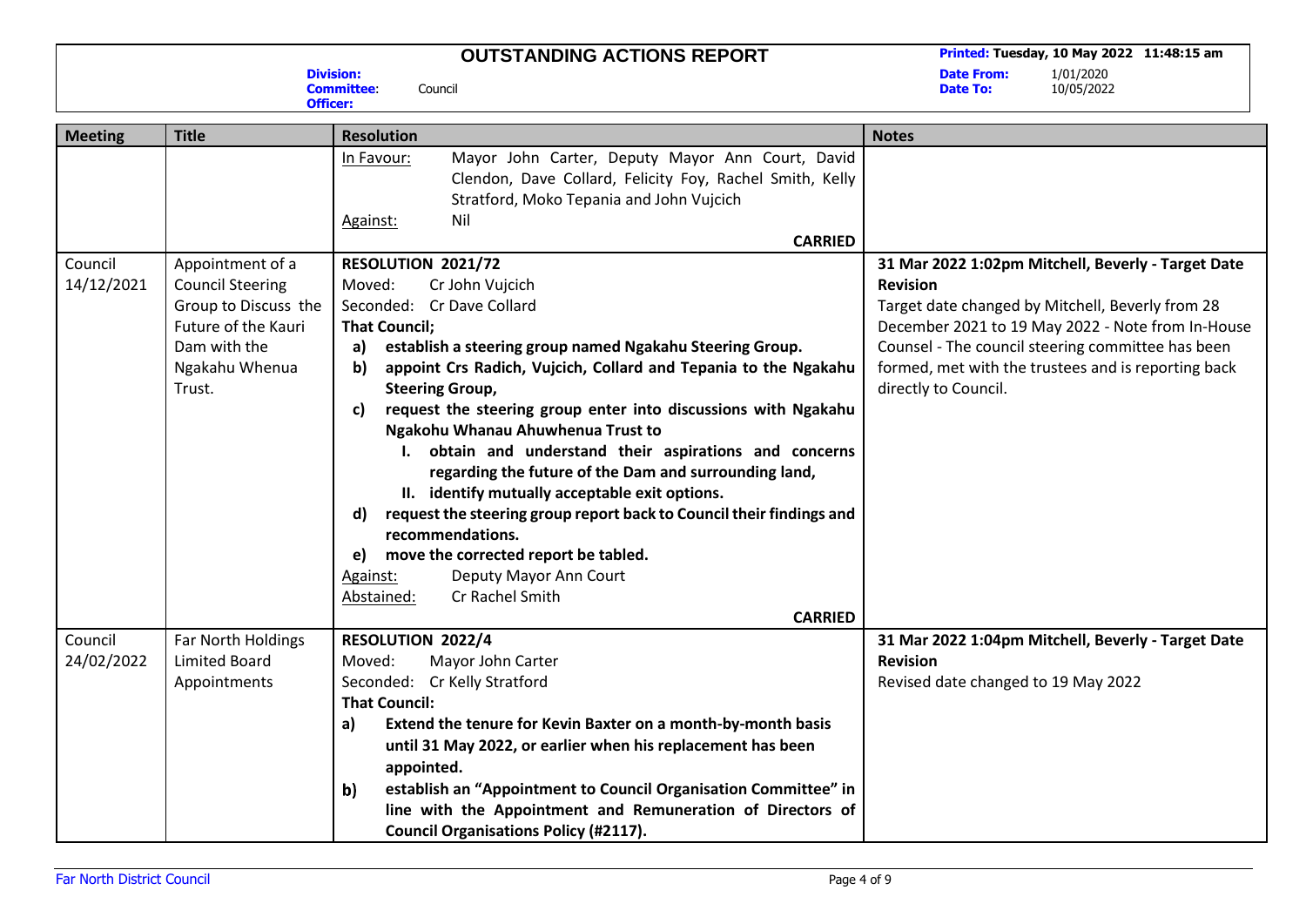# OUTSTANDING ACTIONS REPORT

**Printed: Tuesday, 10 May 2022 11:48:15 am**

**Division:**
**Committee:** Council
**Officer:**

**Date From:** 1/01/2020
**Date To:** 10/05/2022

| Meeting | Title | Resolution | Notes |
|---|---|---|---|
| | | In Favour: Mayor John Carter, Deputy Mayor Ann Court, David Clendon, Dave Collard, Felicity Foy, Rachel Smith, Kelly Stratford, Moko Tepania and John Vujcich<br>Against: Nil<br>**CARRIED** | |
| Council 14/12/2021 | Appointment of a Council Steering Group to Discuss the Future of the Kauri Dam with the Ngakahu Whenua Trust. | **RESOLUTION 2021/72**<br>Moved: Cr John Vujcich<br>Seconded: Cr Dave Collard<br>**That Council;**<br>a) **establish a steering group named Ngakahu Steering Group.**<br>b) **appoint Crs Radich, Vujcich, Collard and Tepania to the Ngakahu Steering Group,**<br>c) **request the steering group enter into discussions with Ngakahu Ngakohu Whanau Ahuwhenua Trust to**<br>I. **obtain and understand their aspirations and concerns regarding the future of the Dam and surrounding land,**<br>II. **identify mutually acceptable exit options.**<br>d) **request the steering group report back to Council their findings and recommendations.**<br>e) **move the corrected report be tabled.**<br>Against: Deputy Mayor Ann Court<br>Abstained: Cr Rachel Smith<br>**CARRIED** | **31 Mar 2022 1:02pm Mitchell, Beverly - Target Date Revision**<br>Target date changed by Mitchell, Beverly from 28 December 2021 to 19 May 2022 - Note from In-House Counsel - The council steering committee has been formed, met with the trustees and is reporting back directly to Council. |
| Council 24/02/2022 | Far North Holdings Limited Board Appointments | **RESOLUTION 2022/4**<br>Moved: Mayor John Carter<br>Seconded: Cr Kelly Stratford<br>**That Council:**<br>a) **Extend the tenure for Kevin Baxter on a month-by-month basis until 31 May 2022, or earlier when his replacement has been appointed.**<br>b) **establish an "Appointment to Council Organisation Committee" in line with the Appointment and Remuneration of Directors of Council Organisations Policy (#2117).** | **31 Mar 2022 1:04pm Mitchell, Beverly - Target Date Revision**<br>Revised date changed to 19 May 2022 |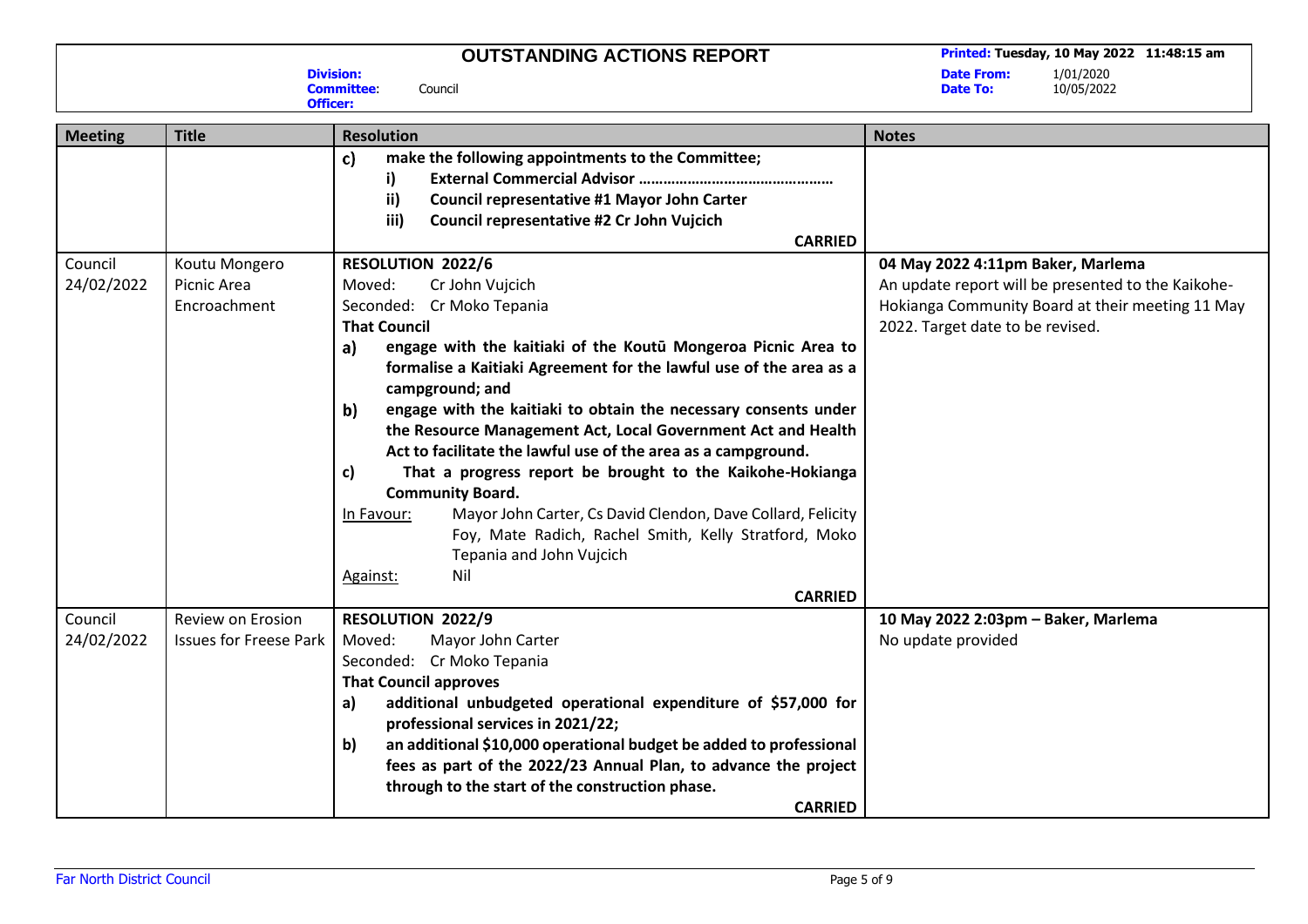# OUTSTANDING ACTIONS REPORT

**Printed: Tuesday, 10 May 2022 11:48:15 am**

**Division:**
**Committee:** Council
**Officer:**

**Date From:** 1/01/2020
**Date To:** 10/05/2022

| Meeting | Title | Resolution | Notes |
|---|---|---|---|
| | | **c) make the following appointments to the Committee;**<br>**i) External Commercial Advisor ………………………………………**<br>**ii) Council representative #1 Mayor John Carter**<br>**iii) Council representative #2 Cr John Vujcich**<br>**CARRIED** | |
| Council 24/02/2022 | Koutu Mongero Picnic Area Encroachment | **RESOLUTION 2022/6**<br>Moved: Cr John Vujcich<br>Seconded: Cr Moko Tepania<br>**That Council**<br>**a) engage with the kaitiaki of the Koutū Mongeroa Picnic Area to formalise a Kaitiaki Agreement for the lawful use of the area as a campground; and**<br>**b) engage with the kaitiaki to obtain the necessary consents under the Resource Management Act, Local Government Act and Health Act to facilitate the lawful use of the area as a campground.**<br>**c) That a progress report be brought to the Kaikohe-Hokianga Community Board.**<br>In Favour: Mayor John Carter, Cs David Clendon, Dave Collard, Felicity Foy, Mate Radich, Rachel Smith, Kelly Stratford, Moko Tepania and John Vujcich<br>Against: Nil<br>**CARRIED** | **04 May 2022 4:11pm Baker, Marlema**<br>An update report will be presented to the Kaikohe-Hokianga Community Board at their meeting 11 May 2022. Target date to be revised. |
| Council 24/02/2022 | Review on Erosion Issues for Freese Park | **RESOLUTION 2022/9**<br>Moved: Mayor John Carter<br>Seconded: Cr Moko Tepania<br>**That Council approves**<br>**a) additional unbudgeted operational expenditure of $57,000 for professional services in 2021/22;**<br>**b) an additional $10,000 operational budget be added to professional fees as part of the 2022/23 Annual Plan, to advance the project through to the start of the construction phase.**<br>**CARRIED** | **10 May 2022 2:03pm – Baker, Marlema**<br>No update provided |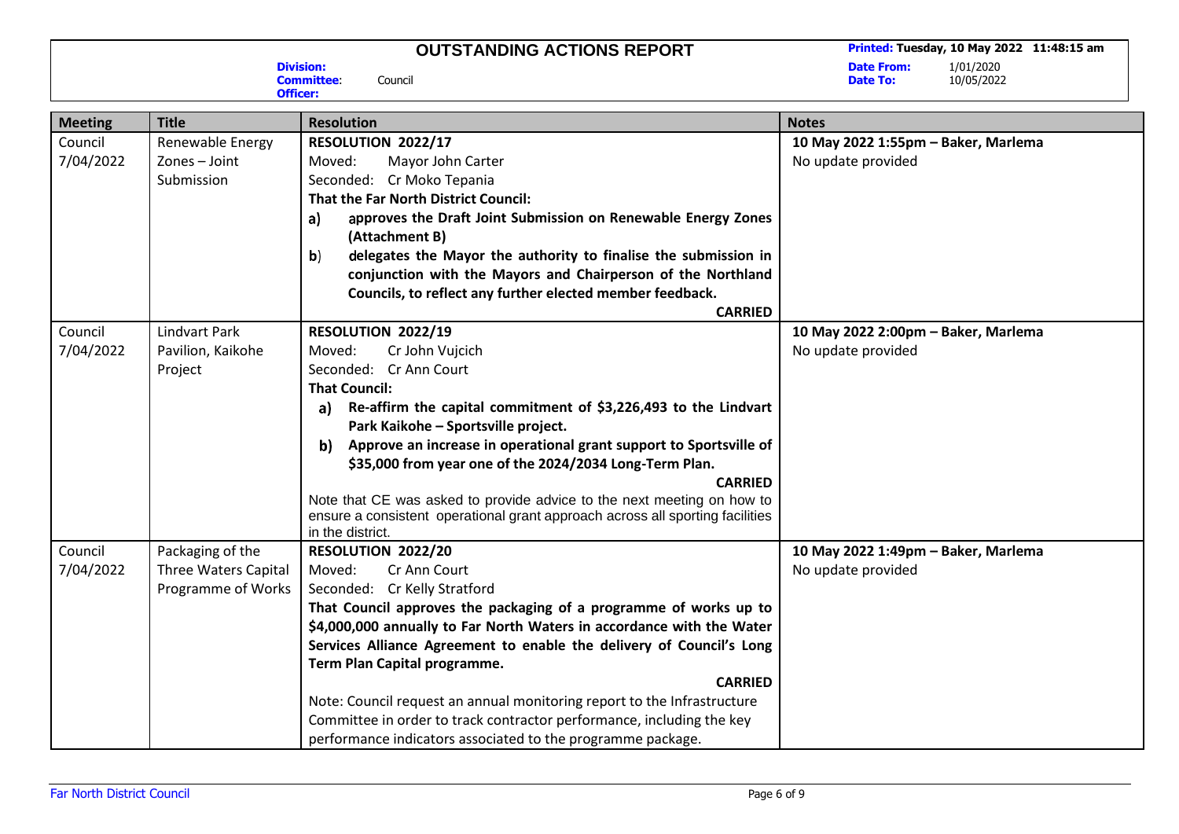# OUTSTANDING ACTIONS REPORT

**Printed: Tuesday, 10 May 2022 11:48:15 am**

**Division:**
**Committee:** Council
**Officer:**

**Date From:** 1/01/2020
**Date To:** 10/05/2022

| Meeting | Title | Resolution | Notes |
|---|---|---|---|
| Council 7/04/2022 | Renewable Energy Zones – Joint Submission | **RESOLUTION 2022/17**<br>Moved: Mayor John Carter<br>Seconded: Cr Moko Tepania<br>**That the Far North District Council:**<br>**a) approves the Draft Joint Submission on Renewable Energy Zones (Attachment B)**<br>**b) delegates the Mayor the authority to finalise the submission in conjunction with the Mayors and Chairperson of the Northland Councils, to reflect any further elected member feedback.**<br>**CARRIED** | **10 May 2022 1:55pm – Baker, Marlema**<br>No update provided |
| Council 7/04/2022 | Lindvart Park Pavilion, Kaikohe Project | **RESOLUTION 2022/19**<br>Moved: Cr John Vujcich<br>Seconded: Cr Ann Court<br>**That Council:**<br>**a) Re-affirm the capital commitment of $3,226,493 to the Lindvart Park Kaikohe – Sportsville project.**<br>**b) Approve an increase in operational grant support to Sportsville of $35,000 from year one of the 2024/2034 Long-Term Plan.**<br>**CARRIED**<br>Note that CE was asked to provide advice to the next meeting on how to ensure a consistent operational grant approach across all sporting facilities in the district. | **10 May 2022 2:00pm – Baker, Marlema**<br>No update provided |
| Council 7/04/2022 | Packaging of the Three Waters Capital Programme of Works | **RESOLUTION 2022/20**<br>Moved: Cr Ann Court<br>Seconded: Cr Kelly Stratford<br>**That Council approves the packaging of a programme of works up to $4,000,000 annually to Far North Waters in accordance with the Water Services Alliance Agreement to enable the delivery of Council's Long Term Plan Capital programme.**<br>**CARRIED**<br>Note: Council request an annual monitoring report to the Infrastructure Committee in order to track contractor performance, including the key performance indicators associated to the programme package. | **10 May 2022 1:49pm – Baker, Marlema**<br>No update provided |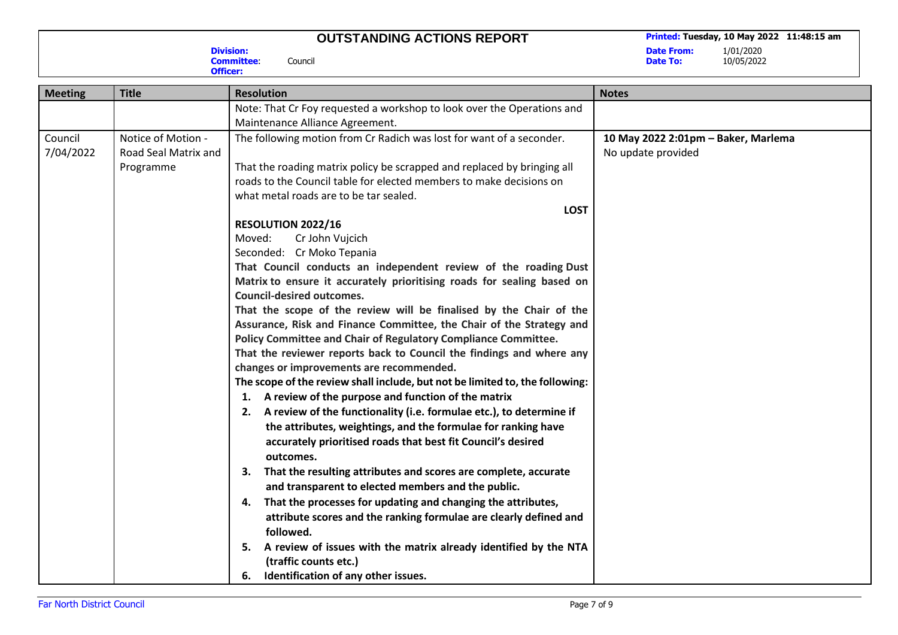# OUTSTANDING ACTIONS REPORT

**Division:**
**Committee:** Council
**Officer:**

**Printed:** Tuesday, 10 May 2022 11:48:15 am
**Date From:** 1/01/2020
**Date To:** 10/05/2022

| Meeting | Title | Resolution | Notes |
|---|---|---|---|
| | | Note: That Cr Foy requested a workshop to look over the Operations and Maintenance Alliance Agreement. | |
| Council 7/04/2022 | Notice of Motion - Road Seal Matrix and Programme | The following motion from Cr Radich was lost for want of a seconder.<br><br>That the roading matrix policy be scrapped and replaced by bringing all roads to the Council table for elected members to make decisions on what metal roads are to be tar sealed.<br>**LOST**<br>**RESOLUTION 2022/16**<br>Moved: Cr John Vujcich<br>Seconded: Cr Moko Tepania<br>**That Council conducts an independent review of the roading Dust Matrix to ensure it accurately prioritising roads for sealing based on Council-desired outcomes.**<br>**That the scope of the review will be finalised by the Chair of the Assurance, Risk and Finance Committee, the Chair of the Strategy and Policy Committee and Chair of Regulatory Compliance Committee.**<br>**That the reviewer reports back to Council the findings and where any changes or improvements are recommended.**<br>**The scope of the review shall include, but not be limited to, the following:**<br>**1. A review of the purpose and function of the matrix**<br>**2. A review of the functionality (i.e. formulae etc.), to determine if the attributes, weightings, and the formulae for ranking have accurately prioritised roads that best fit Council's desired outcomes.**<br>**3. That the resulting attributes and scores are complete, accurate and transparent to elected members and the public.**<br>**4. That the processes for updating and changing the attributes, attribute scores and the ranking formulae are clearly defined and followed.**<br>**5. A review of issues with the matrix already identified by the NTA (traffic counts etc.)**<br>**6. Identification of any other issues.** | **10 May 2022 2:01pm – Baker, Marlema**<br>No update provided |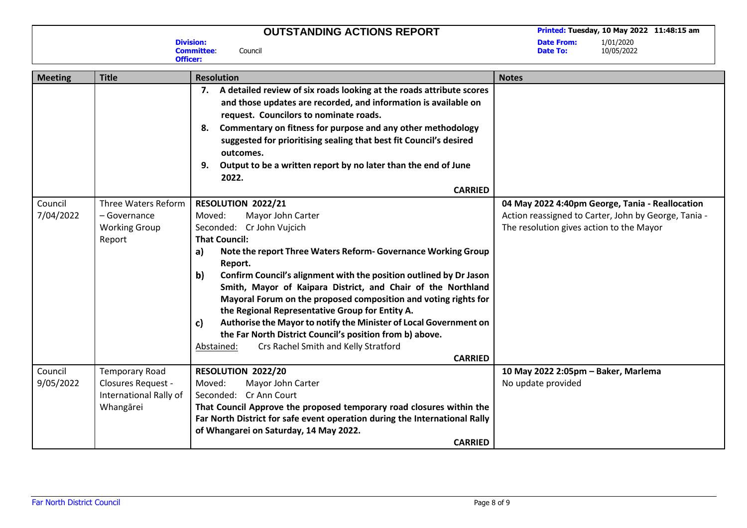# OUTSTANDING ACTIONS REPORT

**Printed:** Tuesday, 10 May 2022 11:48:15 am

**Division:**
**Committee:** Council
**Officer:**

**Date From:** 1/01/2020
**Date To:** 10/05/2022

| Meeting | Title | Resolution | Notes |
|---|---|---|---|
| | | 7. **A detailed review of six roads looking at the roads attribute scores and those updates are recorded, and information is available on request. Councilors to nominate roads.**<br>8. **Commentary on fitness for purpose and any other methodology suggested for prioritising sealing that best fit Council's desired outcomes.**<br>9. **Output to be a written report by no later than the end of June 2022.**<br>**CARRIED** | |
| Council 7/04/2022 | Three Waters Reform – Governance Working Group Report | **RESOLUTION 2022/21**<br>Moved: Mayor John Carter<br>Seconded: Cr John Vujcich<br>**That Council:**<br>a) **Note the report Three Waters Reform- Governance Working Group Report.**<br>b) **Confirm Council's alignment with the position outlined by Dr Jason Smith, Mayor of Kaipara District, and Chair of the Northland Mayoral Forum on the proposed composition and voting rights for the Regional Representative Group for Entity A.**<br>c) **Authorise the Mayor to notify the Minister of Local Government on the Far North District Council's position from b) above.**<br>Abstained: Crs Rachel Smith and Kelly Stratford<br>**CARRIED** | **04 May 2022 4:40pm George, Tania - Reallocation**<br>Action reassigned to Carter, John by George, Tania - The resolution gives action to the Mayor |
| Council 9/05/2022 | Temporary Road Closures Request - International Rally of Whangārei | **RESOLUTION 2022/20**<br>Moved: Mayor John Carter<br>Seconded: Cr Ann Court<br>**That Council Approve the proposed temporary road closures within the Far North District for safe event operation during the International Rally of Whangarei on Saturday, 14 May 2022.**<br>**CARRIED** | **10 May 2022 2:05pm – Baker, Marlema**<br>No update provided |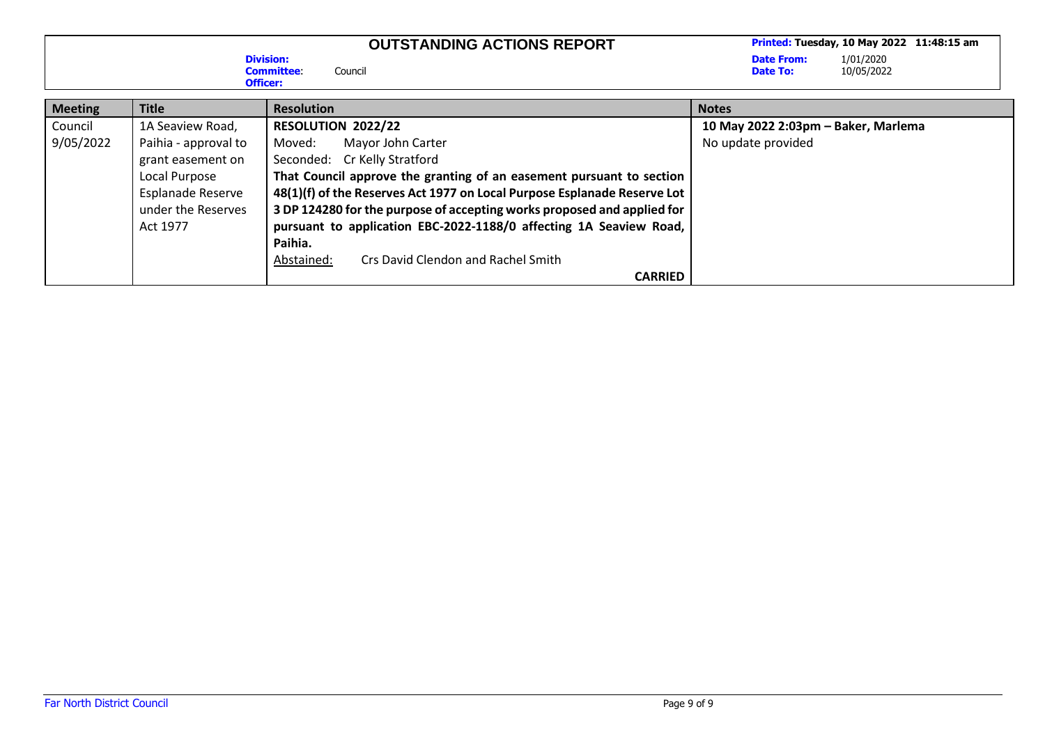# OUTSTANDING ACTIONS REPORT

**Printed:** Tuesday, 10 May 2022 11:48:15 am

**Division:**
**Committee:** Council
**Officer:**

**Date From:** 1/01/2020
**Date To:** 10/05/2022

| Meeting | Title | Resolution | Notes |
|---|---|---|---|
| Council 9/05/2022 | 1A Seaview Road, Paihia - approval to grant easement on Local Purpose Esplanade Reserve under the Reserves Act 1977 | **RESOLUTION 2022/22**<br>Moved: Mayor John Carter<br>Seconded: Cr Kelly Stratford<br>**That Council approve the granting of an easement pursuant to section 48(1)(f) of the Reserves Act 1977 on Local Purpose Esplanade Reserve Lot 3 DP 124280 for the purpose of accepting works proposed and applied for pursuant to application EBC-2022-1188/0 affecting 1A Seaview Road, Paihia.**<br>Abstained: Crs David Clendon and Rachel Smith<br>**CARRIED** | **10 May 2022 2:03pm – Baker, Marlema**<br>No update provided |

Far North District Council